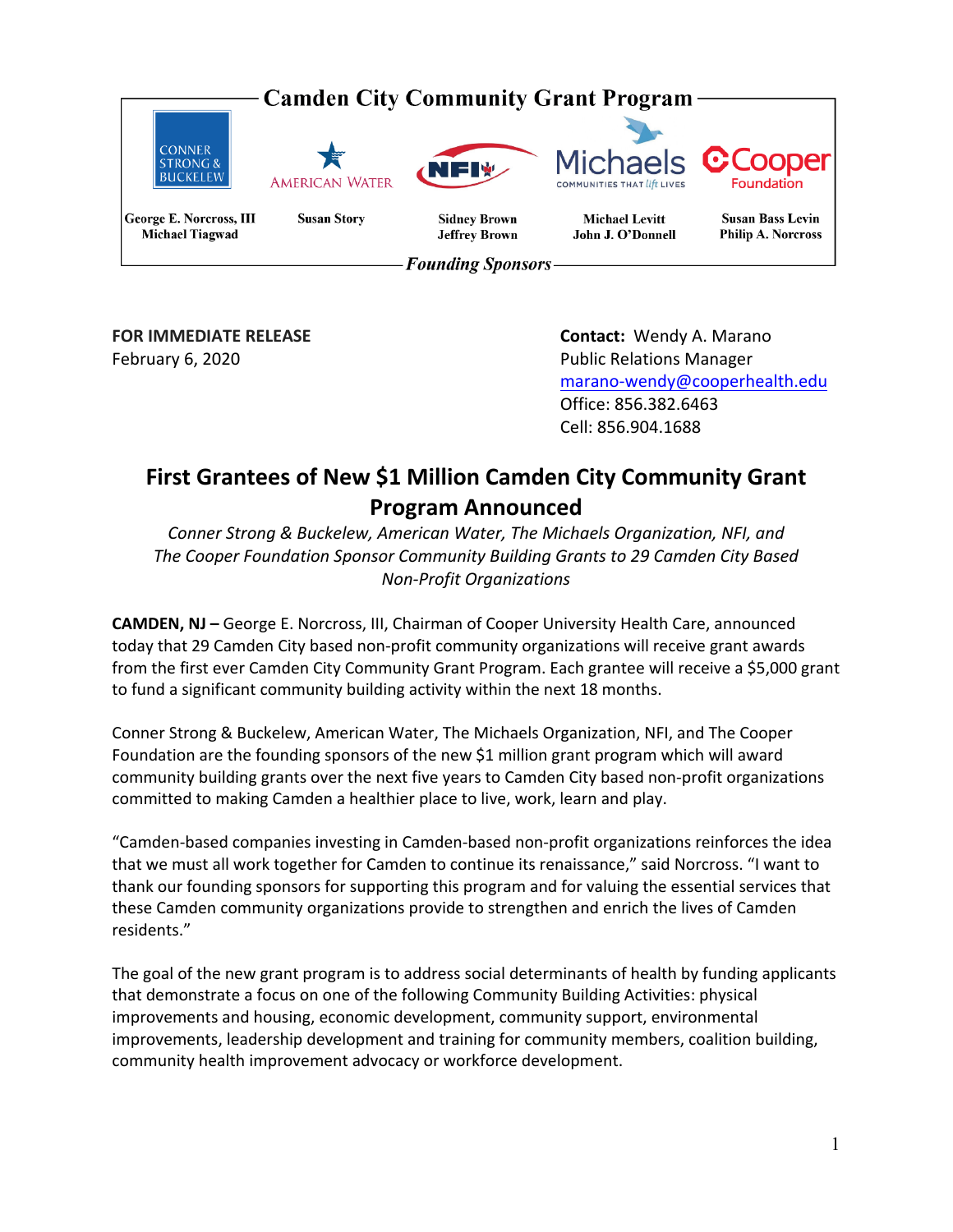# Camden City Community Grant Program

| Conner Strong & Buckelew | American Water | NFI | Michaels | Cooper Foundation |
|---|---|---|---|---|
| George E. Norcross, III<br>Michael Tiagwad | Susan Story | Sidney Brown<br>Jeffrey Brown | Michael Levitt<br>John J. O'Donnell | Susan Bass Levin<br>Philip A. Norcross |

*Founding Sponsors*

**FOR IMMEDIATE RELEASE**
February 6, 2020

**Contact:** Wendy A. Marano
Public Relations Manager
marano-wendy@cooperhealth.edu
Office: 856.382.6463
Cell: 856.904.1688

## First Grantees of New $1 Million Camden City Community Grant Program Announced

*Conner Strong & Buckelew, American Water, The Michaels Organization, NFI, and The Cooper Foundation Sponsor Community Building Grants to 29 Camden City Based Non-Profit Organizations*

**CAMDEN, NJ –** George E. Norcross, III, Chairman of Cooper University Health Care, announced today that 29 Camden City based non-profit community organizations will receive grant awards from the first ever Camden City Community Grant Program. Each grantee will receive a $5,000 grant to fund a significant community building activity within the next 18 months.

Conner Strong & Buckelew, American Water, The Michaels Organization, NFI, and The Cooper Foundation are the founding sponsors of the new $1 million grant program which will award community building grants over the next five years to Camden City based non-profit organizations committed to making Camden a healthier place to live, work, learn and play.

"Camden-based companies investing in Camden-based non-profit organizations reinforces the idea that we must all work together for Camden to continue its renaissance," said Norcross. "I want to thank our founding sponsors for supporting this program and for valuing the essential services that these Camden community organizations provide to strengthen and enrich the lives of Camden residents."

The goal of the new grant program is to address social determinants of health by funding applicants that demonstrate a focus on one of the following Community Building Activities: physical improvements and housing, economic development, community support, environmental improvements, leadership development and training for community members, coalition building, community health improvement advocacy or workforce development.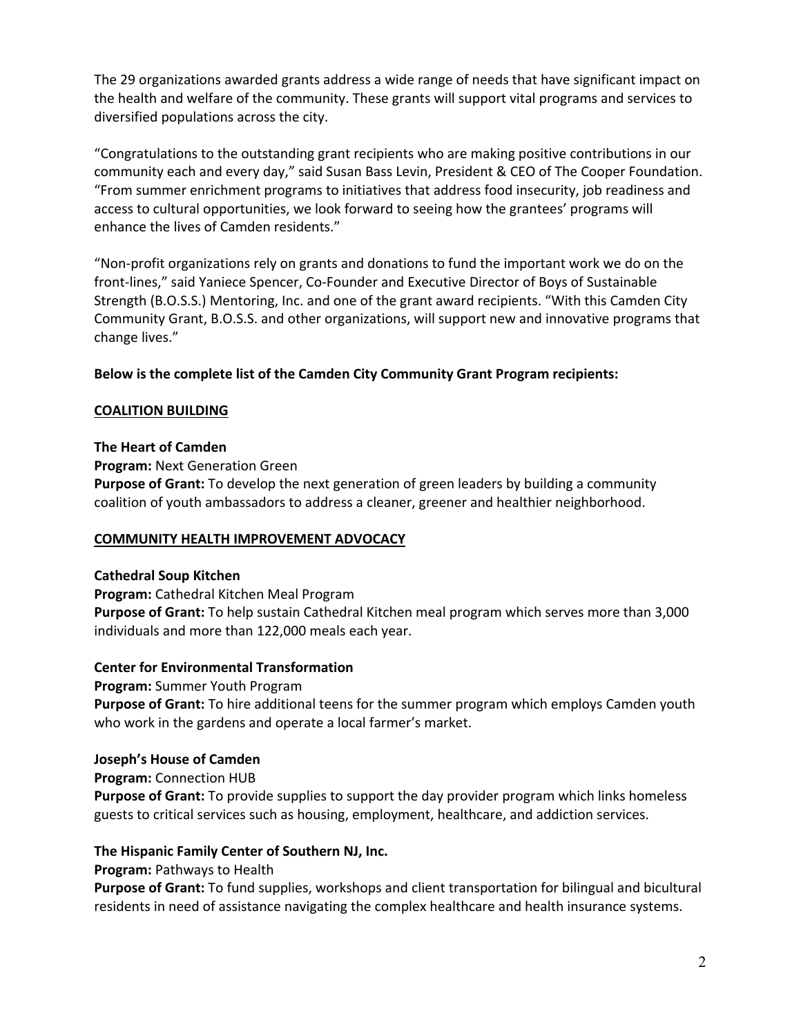The 29 organizations awarded grants address a wide range of needs that have significant impact on the health and welfare of the community. These grants will support vital programs and services to diversified populations across the city.

"Congratulations to the outstanding grant recipients who are making positive contributions in our community each and every day," said Susan Bass Levin, President & CEO of The Cooper Foundation. "From summer enrichment programs to initiatives that address food insecurity, job readiness and access to cultural opportunities, we look forward to seeing how the grantees' programs will enhance the lives of Camden residents."

"Non-profit organizations rely on grants and donations to fund the important work we do on the front-lines," said Yaniece Spencer, Co-Founder and Executive Director of Boys of Sustainable Strength (B.O.S.S.) Mentoring, Inc. and one of the grant award recipients. "With this Camden City Community Grant, B.O.S.S. and other organizations, will support new and innovative programs that change lives."

**Below is the complete list of the Camden City Community Grant Program recipients:**

**COALITION BUILDING**

**The Heart of Camden**
**Program:** Next Generation Green
**Purpose of Grant:** To develop the next generation of green leaders by building a community coalition of youth ambassadors to address a cleaner, greener and healthier neighborhood.

**COMMUNITY HEALTH IMPROVEMENT ADVOCACY**

**Cathedral Soup Kitchen**
**Program:** Cathedral Kitchen Meal Program
**Purpose of Grant:** To help sustain Cathedral Kitchen meal program which serves more than 3,000 individuals and more than 122,000 meals each year.

**Center for Environmental Transformation**
**Program:** Summer Youth Program
**Purpose of Grant:** To hire additional teens for the summer program which employs Camden youth who work in the gardens and operate a local farmer's market.

**Joseph's House of Camden**
**Program:** Connection HUB
**Purpose of Grant:** To provide supplies to support the day provider program which links homeless guests to critical services such as housing, employment, healthcare, and addiction services.

**The Hispanic Family Center of Southern NJ, Inc.**
**Program:** Pathways to Health
**Purpose of Grant:** To fund supplies, workshops and client transportation for bilingual and bicultural residents in need of assistance navigating the complex healthcare and health insurance systems.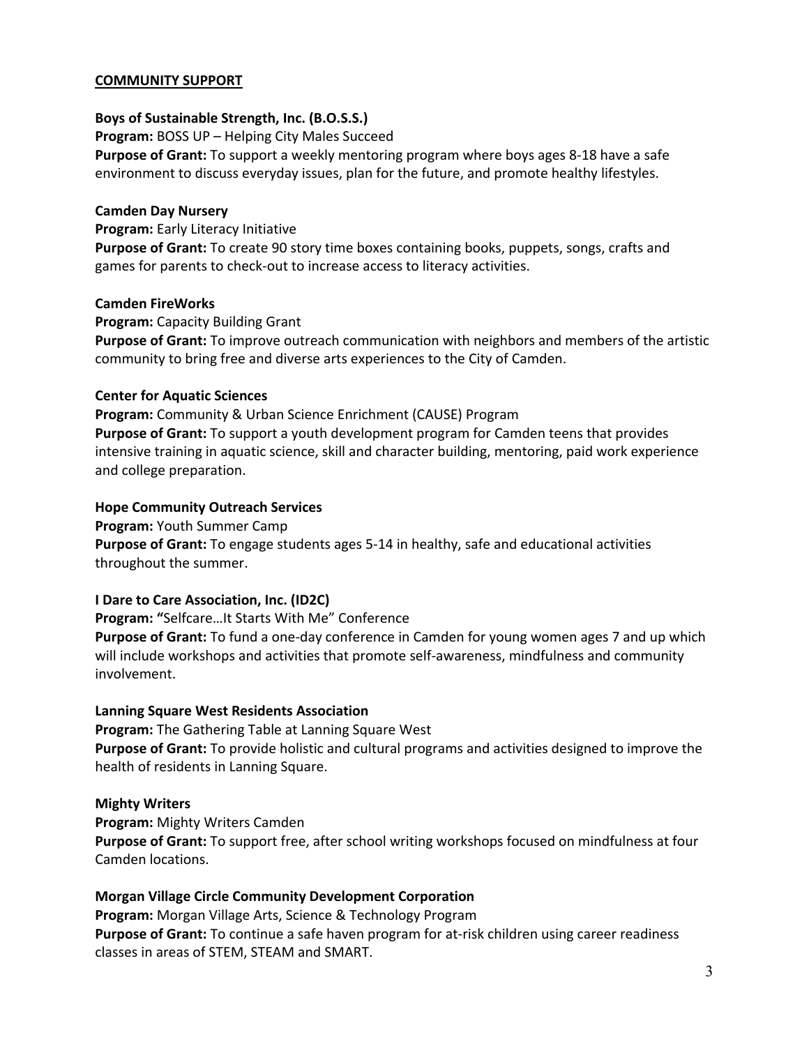## COMMUNITY SUPPORT

**Boys of Sustainable Strength, Inc. (B.O.S.S.)**
**Program:** BOSS UP – Helping City Males Succeed
**Purpose of Grant:** To support a weekly mentoring program where boys ages 8-18 have a safe environment to discuss everyday issues, plan for the future, and promote healthy lifestyles.

**Camden Day Nursery**
**Program:** Early Literacy Initiative
**Purpose of Grant:** To create 90 story time boxes containing books, puppets, songs, crafts and games for parents to check-out to increase access to literacy activities.

**Camden FireWorks**
**Program:** Capacity Building Grant
**Purpose of Grant:** To improve outreach communication with neighbors and members of the artistic community to bring free and diverse arts experiences to the City of Camden.

**Center for Aquatic Sciences**
**Program:** Community & Urban Science Enrichment (CAUSE) Program
**Purpose of Grant:** To support a youth development program for Camden teens that provides intensive training in aquatic science, skill and character building, mentoring, paid work experience and college preparation.

**Hope Community Outreach Services**
**Program:** Youth Summer Camp
**Purpose of Grant:** To engage students ages 5-14 in healthy, safe and educational activities throughout the summer.

**I Dare to Care Association, Inc. (ID2C)**
**Program: "**Selfcare…It Starts With Me" Conference
**Purpose of Grant:** To fund a one-day conference in Camden for young women ages 7 and up which will include workshops and activities that promote self-awareness, mindfulness and community involvement.

**Lanning Square West Residents Association**
**Program:** The Gathering Table at Lanning Square West
**Purpose of Grant:** To provide holistic and cultural programs and activities designed to improve the health of residents in Lanning Square.

**Mighty Writers**
**Program:** Mighty Writers Camden
**Purpose of Grant:** To support free, after school writing workshops focused on mindfulness at four Camden locations.

**Morgan Village Circle Community Development Corporation**
**Program:** Morgan Village Arts, Science & Technology Program
**Purpose of Grant:** To continue a safe haven program for at-risk children using career readiness classes in areas of STEM, STEAM and SMART.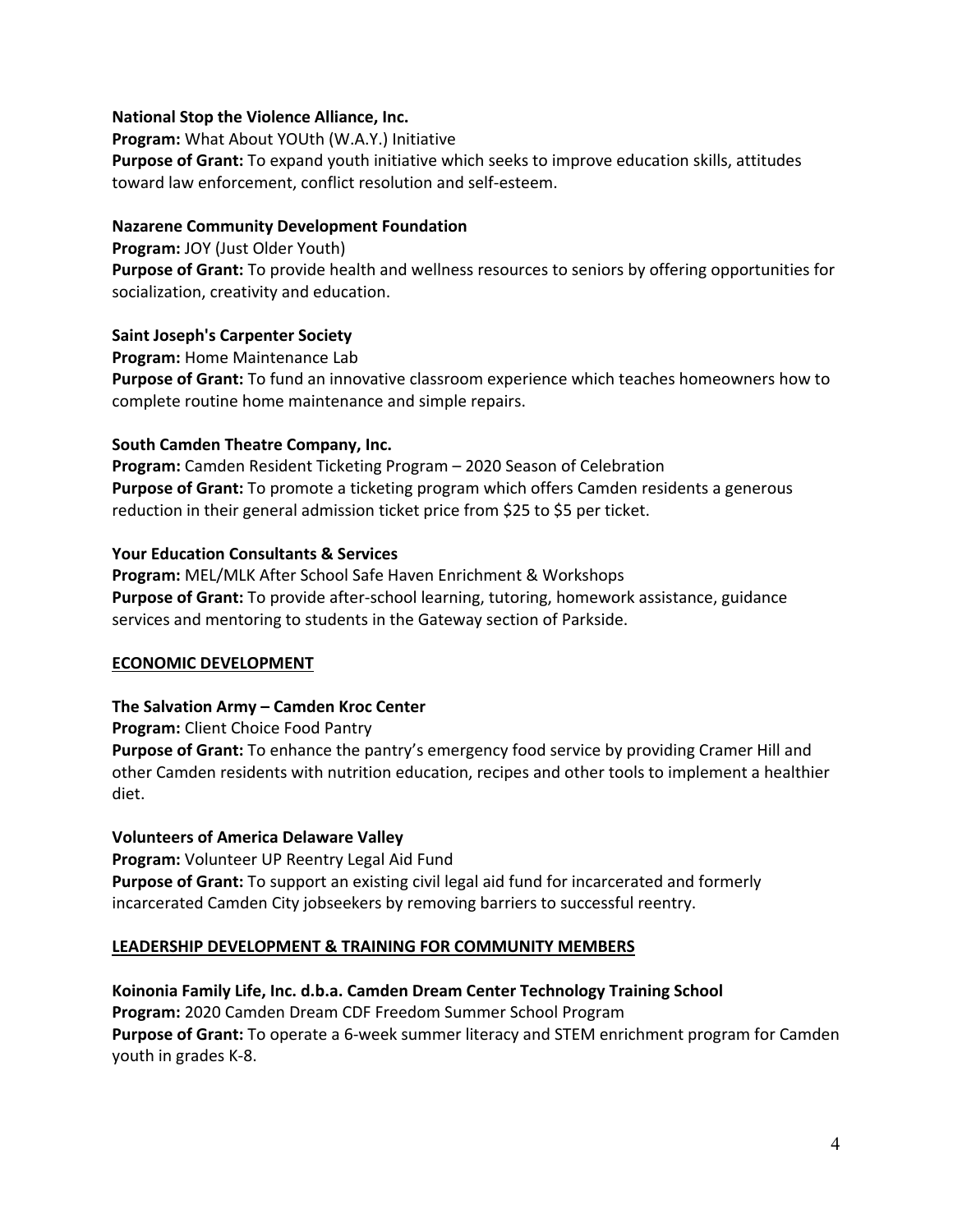**National Stop the Violence Alliance, Inc.**
**Program:** What About YOUth (W.A.Y.) Initiative
**Purpose of Grant:** To expand youth initiative which seeks to improve education skills, attitudes toward law enforcement, conflict resolution and self-esteem.

**Nazarene Community Development Foundation**
**Program:** JOY (Just Older Youth)
**Purpose of Grant:** To provide health and wellness resources to seniors by offering opportunities for socialization, creativity and education.

**Saint Joseph's Carpenter Society**
**Program:** Home Maintenance Lab
**Purpose of Grant:** To fund an innovative classroom experience which teaches homeowners how to complete routine home maintenance and simple repairs.

**South Camden Theatre Company, Inc.**
**Program:** Camden Resident Ticketing Program – 2020 Season of Celebration
**Purpose of Grant:** To promote a ticketing program which offers Camden residents a generous reduction in their general admission ticket price from $25 to $5 per ticket.

**Your Education Consultants & Services**
**Program:** MEL/MLK After School Safe Haven Enrichment & Workshops
**Purpose of Grant:** To provide after-school learning, tutoring, homework assistance, guidance services and mentoring to students in the Gateway section of Parkside.

## ECONOMIC DEVELOPMENT

**The Salvation Army – Camden Kroc Center**
**Program:** Client Choice Food Pantry
**Purpose of Grant:** To enhance the pantry's emergency food service by providing Cramer Hill and other Camden residents with nutrition education, recipes and other tools to implement a healthier diet.

**Volunteers of America Delaware Valley**
**Program:** Volunteer UP Reentry Legal Aid Fund
**Purpose of Grant:** To support an existing civil legal aid fund for incarcerated and formerly incarcerated Camden City jobseekers by removing barriers to successful reentry.

## LEADERSHIP DEVELOPMENT & TRAINING FOR COMMUNITY MEMBERS

**Koinonia Family Life, Inc. d.b.a. Camden Dream Center Technology Training School**
**Program:** 2020 Camden Dream CDF Freedom Summer School Program
**Purpose of Grant:** To operate a 6-week summer literacy and STEM enrichment program for Camden youth in grades K-8.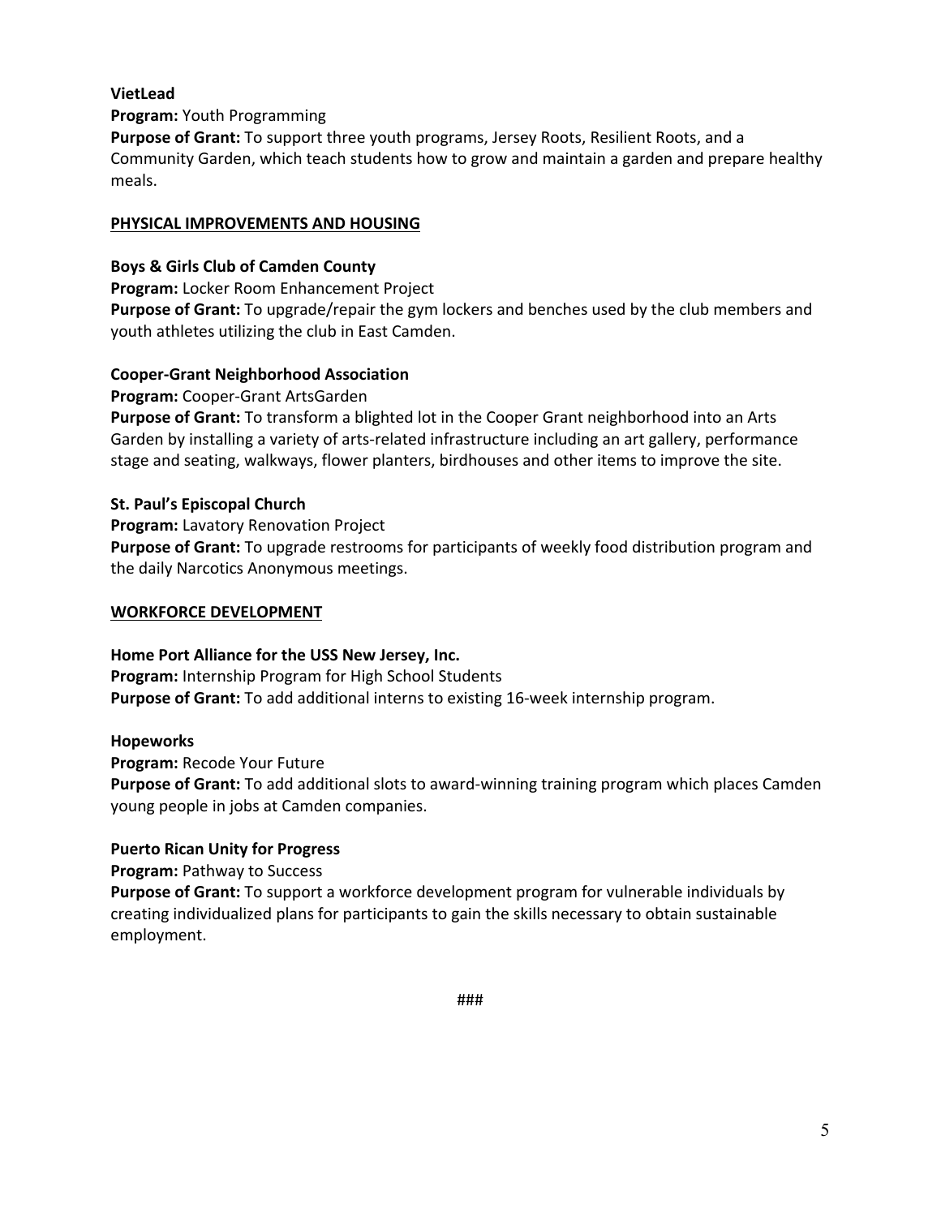**VietLead**
**Program:** Youth Programming
**Purpose of Grant:** To support three youth programs, Jersey Roots, Resilient Roots, and a Community Garden, which teach students how to grow and maintain a garden and prepare healthy meals.

## PHYSICAL IMPROVEMENTS AND HOUSING

**Boys & Girls Club of Camden County**
**Program:** Locker Room Enhancement Project
**Purpose of Grant:** To upgrade/repair the gym lockers and benches used by the club members and youth athletes utilizing the club in East Camden.

**Cooper-Grant Neighborhood Association**
**Program:** Cooper-Grant ArtsGarden
**Purpose of Grant:** To transform a blighted lot in the Cooper Grant neighborhood into an Arts Garden by installing a variety of arts-related infrastructure including an art gallery, performance stage and seating, walkways, flower planters, birdhouses and other items to improve the site.

**St. Paul's Episcopal Church**
**Program:** Lavatory Renovation Project
**Purpose of Grant:** To upgrade restrooms for participants of weekly food distribution program and the daily Narcotics Anonymous meetings.

## WORKFORCE DEVELOPMENT

**Home Port Alliance for the USS New Jersey, Inc.**
**Program:** Internship Program for High School Students
**Purpose of Grant:** To add additional interns to existing 16-week internship program.

**Hopeworks**
**Program:** Recode Your Future
**Purpose of Grant:** To add additional slots to award-winning training program which places Camden young people in jobs at Camden companies.

**Puerto Rican Unity for Progress**
**Program:** Pathway to Success
**Purpose of Grant:** To support a workforce development program for vulnerable individuals by creating individualized plans for participants to gain the skills necessary to obtain sustainable employment.

###